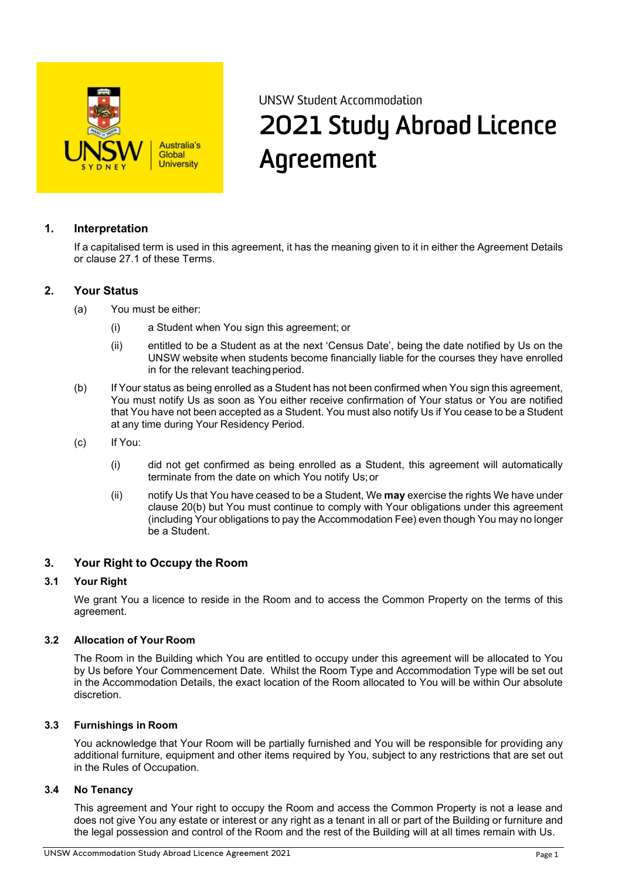UNSW Student Accommodation

# 2021 Study Abroad Licence Agreement

## 1. Interpretation

If a capitalised term is used in this agreement, it has the meaning given to it in either the Agreement Details or clause 27.1 of these Terms.

## 2. Your Status

(a) You must be either:

(i) a Student when You sign this agreement; or

(ii) entitled to be a Student as at the next 'Census Date', being the date notified by Us on the UNSW website when students become financially liable for the courses they have enrolled in for the relevant teaching period.

(b) If Your status as being enrolled as a Student has not been confirmed when You sign this agreement, You must notify Us as soon as You either receive confirmation of Your status or You are notified that You have not been accepted as a Student. You must also notify Us if You cease to be a Student at any time during Your Residency Period.

(c) If You:

(i) did not get confirmed as being enrolled as a Student, this agreement will automatically terminate from the date on which You notify Us; or

(ii) notify Us that You have ceased to be a Student, We **may** exercise the rights We have under clause 20(b) but You must continue to comply with Your obligations under this agreement (including Your obligations to pay the Accommodation Fee) even though You may no longer be a Student.

## 3. Your Right to Occupy the Room

### 3.1 Your Right

We grant You a licence to reside in the Room and to access the Common Property on the terms of this agreement.

### 3.2 Allocation of Your Room

The Room in the Building which You are entitled to occupy under this agreement will be allocated to You by Us before Your Commencement Date. Whilst the Room Type and Accommodation Type will be set out in the Accommodation Details, the exact location of the Room allocated to You will be within Our absolute discretion.

### 3.3 Furnishings in Room

You acknowledge that Your Room will be partially furnished and You will be responsible for providing any additional furniture, equipment and other items required by You, subject to any restrictions that are set out in the Rules of Occupation.

### 3.4 No Tenancy

This agreement and Your right to occupy the Room and access the Common Property is not a lease and does not give You any estate or interest or any right as a tenant in all or part of the Building or furniture and the legal possession and control of the Room and the rest of the Building will at all times remain with Us.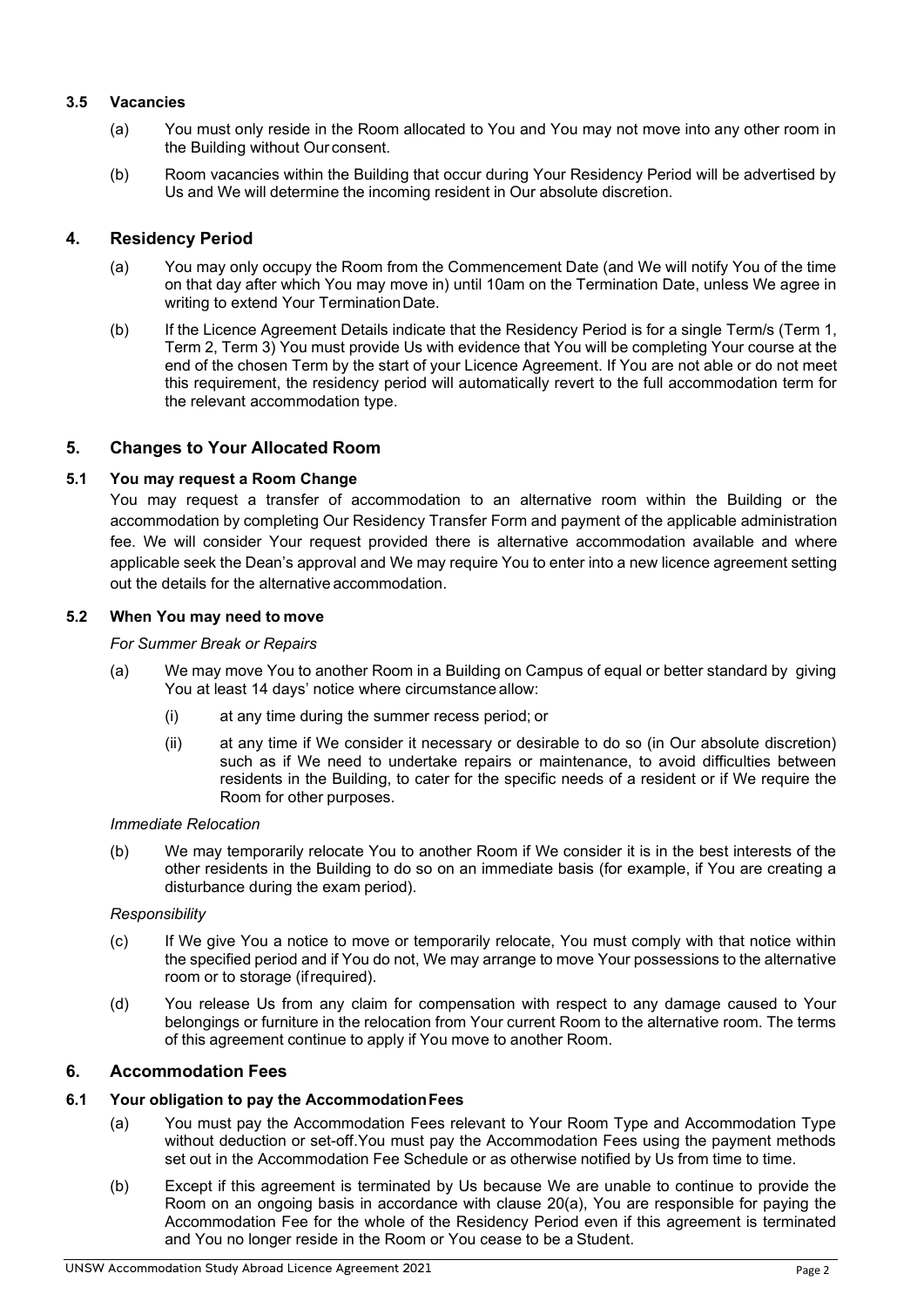### 3.5 Vacancies

(a) You must only reside in the Room allocated to You and You may not move into any other room in the Building without Our consent.

(b) Room vacancies within the Building that occur during Your Residency Period will be advertised by Us and We will determine the incoming resident in Our absolute discretion.

## 4. Residency Period

(a) You may only occupy the Room from the Commencement Date (and We will notify You of the time on that day after which You may move in) until 10am on the Termination Date, unless We agree in writing to extend Your Termination Date.

(b) If the Licence Agreement Details indicate that the Residency Period is for a single Term/s (Term 1, Term 2, Term 3) You must provide Us with evidence that You will be completing Your course at the end of the chosen Term by the start of your Licence Agreement. If You are not able or do not meet this requirement, the residency period will automatically revert to the full accommodation term for the relevant accommodation type.

## 5. Changes to Your Allocated Room

### 5.1 You may request a Room Change

You may request a transfer of accommodation to an alternative room within the Building or the accommodation by completing Our Residency Transfer Form and payment of the applicable administration fee. We will consider Your request provided there is alternative accommodation available and where applicable seek the Dean's approval and We may require You to enter into a new licence agreement setting out the details for the alternative accommodation.

### 5.2 When You may need to move

*For Summer Break or Repairs*

(a) We may move You to another Room in a Building on Campus of equal or better standard by giving You at least 14 days' notice where circumstance allow:

(i) at any time during the summer recess period; or

(ii) at any time if We consider it necessary or desirable to do so (in Our absolute discretion) such as if We need to undertake repairs or maintenance, to avoid difficulties between residents in the Building, to cater for the specific needs of a resident or if We require the Room for other purposes.

*Immediate Relocation*

(b) We may temporarily relocate You to another Room if We consider it is in the best interests of the other residents in the Building to do so on an immediate basis (for example, if You are creating a disturbance during the exam period).

*Responsibility*

(c) If We give You a notice to move or temporarily relocate, You must comply with that notice within the specified period and if You do not, We may arrange to move Your possessions to the alternative room or to storage (if required).

(d) You release Us from any claim for compensation with respect to any damage caused to Your belongings or furniture in the relocation from Your current Room to the alternative room. The terms of this agreement continue to apply if You move to another Room.

## 6. Accommodation Fees

### 6.1 Your obligation to pay the Accommodation Fees

(a) You must pay the Accommodation Fees relevant to Your Room Type and Accommodation Type without deduction or set-off. You must pay the Accommodation Fees using the payment methods set out in the Accommodation Fee Schedule or as otherwise notified by Us from time to time.

(b) Except if this agreement is terminated by Us because We are unable to continue to provide the Room on an ongoing basis in accordance with clause 20(a), You are responsible for paying the Accommodation Fee for the whole of the Residency Period even if this agreement is terminated and You no longer reside in the Room or You cease to be a Student.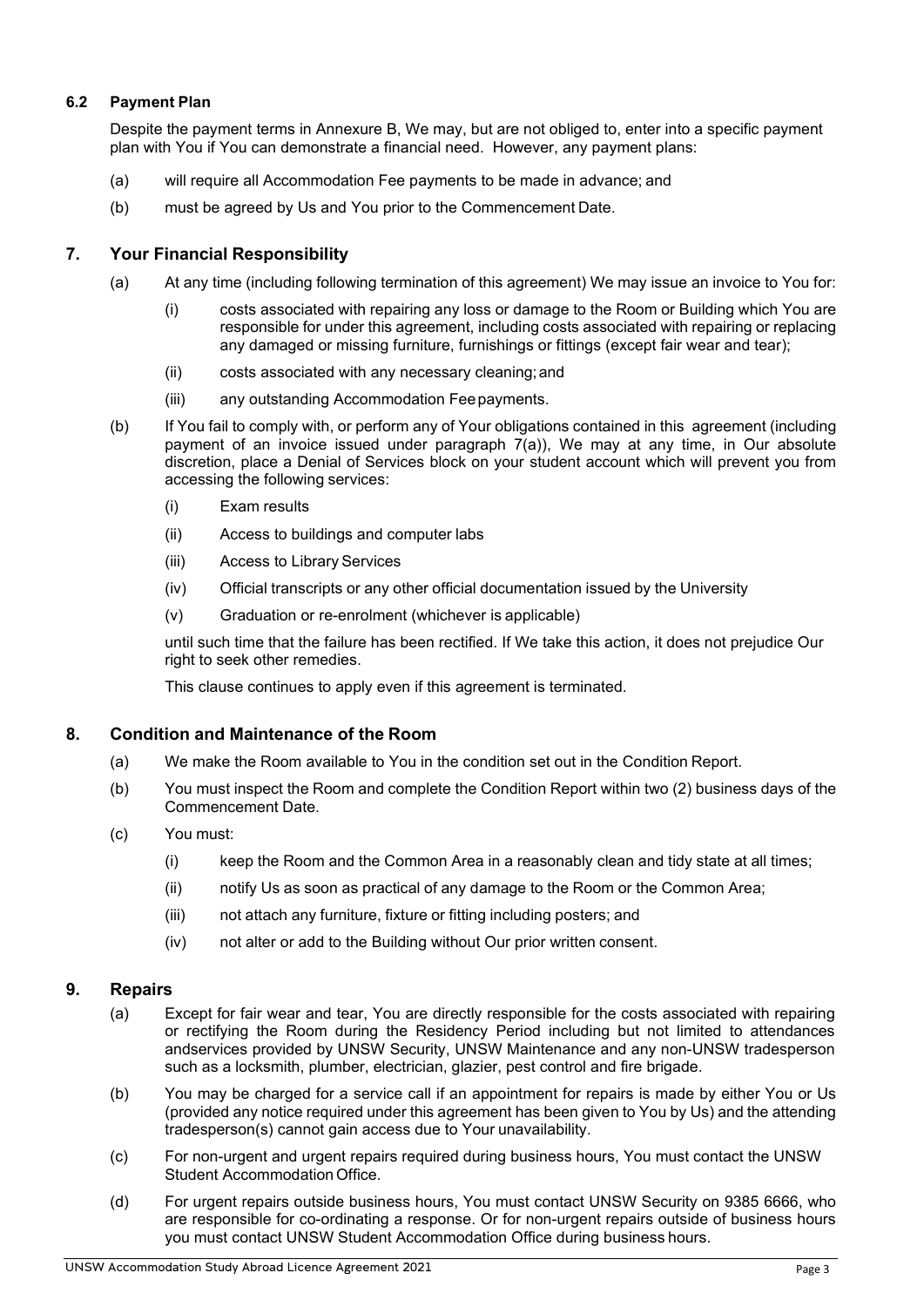### 6.2 Payment Plan

Despite the payment terms in Annexure B, We may, but are not obliged to, enter into a specific payment plan with You if You can demonstrate a financial need. However, any payment plans:

(a) will require all Accommodation Fee payments to be made in advance; and

(b) must be agreed by Us and You prior to the Commencement Date.

## 7. Your Financial Responsibility

(a) At any time (including following termination of this agreement) We may issue an invoice to You for:

   (i) costs associated with repairing any loss or damage to the Room or Building which You are responsible for under this agreement, including costs associated with repairing or replacing any damaged or missing furniture, furnishings or fittings (except fair wear and tear);

   (ii) costs associated with any necessary cleaning; and

   (iii) any outstanding Accommodation Fee payments.

(b) If You fail to comply with, or perform any of Your obligations contained in this agreement (including payment of an invoice issued under paragraph 7(a)), We may at any time, in Our absolute discretion, place a Denial of Services block on your student account which will prevent you from accessing the following services:

   (i) Exam results

   (ii) Access to buildings and computer labs

   (iii) Access to Library Services

   (iv) Official transcripts or any other official documentation issued by the University

   (v) Graduation or re-enrolment (whichever is applicable)

   until such time that the failure has been rectified. If We take this action, it does not prejudice Our right to seek other remedies.

   This clause continues to apply even if this agreement is terminated.

## 8. Condition and Maintenance of the Room

(a) We make the Room available to You in the condition set out in the Condition Report.

(b) You must inspect the Room and complete the Condition Report within two (2) business days of the Commencement Date.

(c) You must:

   (i) keep the Room and the Common Area in a reasonably clean and tidy state at all times;

   (ii) notify Us as soon as practical of any damage to the Room or the Common Area;

   (iii) not attach any furniture, fixture or fitting including posters; and

   (iv) not alter or add to the Building without Our prior written consent.

## 9. Repairs

(a) Except for fair wear and tear, You are directly responsible for the costs associated with repairing or rectifying the Room during the Residency Period including but not limited to attendances andservices provided by UNSW Security, UNSW Maintenance and any non-UNSW tradesperson such as a locksmith, plumber, electrician, glazier, pest control and fire brigade.

(b) You may be charged for a service call if an appointment for repairs is made by either You or Us (provided any notice required under this agreement has been given to You by Us) and the attending tradesperson(s) cannot gain access due to Your unavailability.

(c) For non-urgent and urgent repairs required during business hours, You must contact the UNSW Student Accommodation Office.

(d) For urgent repairs outside business hours, You must contact UNSW Security on 9385 6666, who are responsible for co-ordinating a response. Or for non-urgent repairs outside of business hours you must contact UNSW Student Accommodation Office during business hours.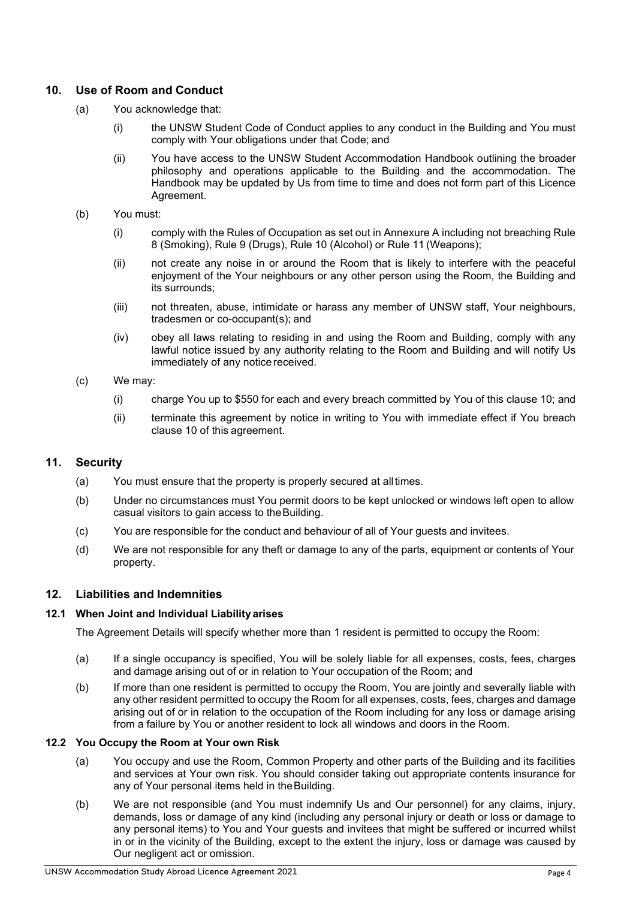## 10. Use of Room and Conduct

(a) You acknowledge that:

(i) the UNSW Student Code of Conduct applies to any conduct in the Building and You must comply with Your obligations under that Code; and

(ii) You have access to the UNSW Student Accommodation Handbook outlining the broader philosophy and operations applicable to the Building and the accommodation. The Handbook may be updated by Us from time to time and does not form part of this Licence Agreement.

(b) You must:

(i) comply with the Rules of Occupation as set out in Annexure A including not breaching Rule 8 (Smoking), Rule 9 (Drugs), Rule 10 (Alcohol) or Rule 11 (Weapons);

(ii) not create any noise in or around the Room that is likely to interfere with the peaceful enjoyment of the Your neighbours or any other person using the Room, the Building and its surrounds;

(iii) not threaten, abuse, intimidate or harass any member of UNSW staff, Your neighbours, tradesmen or co-occupant(s); and

(iv) obey all laws relating to residing in and using the Room and Building, comply with any lawful notice issued by any authority relating to the Room and Building and will notify Us immediately of any notice received.

(c) We may:

(i) charge You up to $550 for each and every breach committed by You of this clause 10; and

(ii) terminate this agreement by notice in writing to You with immediate effect if You breach clause 10 of this agreement.

## 11. Security

(a) You must ensure that the property is properly secured at all times.

(b) Under no circumstances must You permit doors to be kept unlocked or windows left open to allow casual visitors to gain access to the Building.

(c) You are responsible for the conduct and behaviour of all of Your guests and invitees.

(d) We are not responsible for any theft or damage to any of the parts, equipment or contents of Your property.

## 12. Liabilities and Indemnities

### 12.1 When Joint and Individual Liability arises

The Agreement Details will specify whether more than 1 resident is permitted to occupy the Room:

(a) If a single occupancy is specified, You will be solely liable for all expenses, costs, fees, charges and damage arising out of or in relation to Your occupation of the Room; and

(b) If more than one resident is permitted to occupy the Room, You are jointly and severally liable with any other resident permitted to occupy the Room for all expenses, costs, fees, charges and damage arising out of or in relation to the occupation of the Room including for any loss or damage arising from a failure by You or another resident to lock all windows and doors in the Room.

### 12.2 You Occupy the Room at Your own Risk

(a) You occupy and use the Room, Common Property and other parts of the Building and its facilities and services at Your own risk. You should consider taking out appropriate contents insurance for any of Your personal items held in the Building.

(b) We are not responsible (and You must indemnify Us and Our personnel) for any claims, injury, demands, loss or damage of any kind (including any personal injury or death or loss or damage to any personal items) to You and Your guests and invitees that might be suffered or incurred whilst in or in the vicinity of the Building, except to the extent the injury, loss or damage was caused by Our negligent act or omission.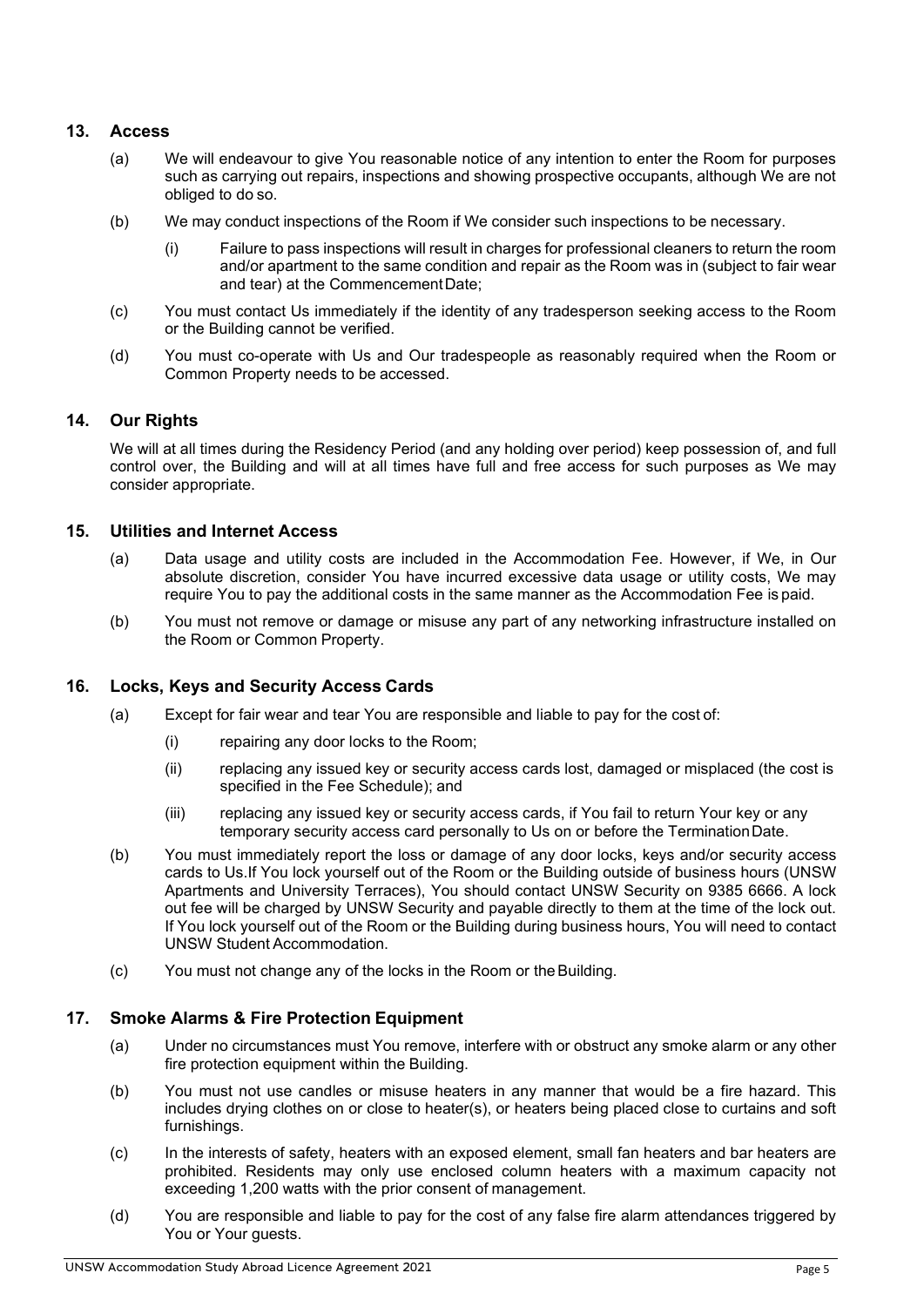## 13. Access

(a) We will endeavour to give You reasonable notice of any intention to enter the Room for purposes such as carrying out repairs, inspections and showing prospective occupants, although We are not obliged to do so.

(b) We may conduct inspections of the Room if We consider such inspections to be necessary.

  (i) Failure to pass inspections will result in charges for professional cleaners to return the room and/or apartment to the same condition and repair as the Room was in (subject to fair wear and tear) at the Commencement Date;

(c) You must contact Us immediately if the identity of any tradesperson seeking access to the Room or the Building cannot be verified.

(d) You must co-operate with Us and Our tradespeople as reasonably required when the Room or Common Property needs to be accessed.

## 14. Our Rights

We will at all times during the Residency Period (and any holding over period) keep possession of, and full control over, the Building and will at all times have full and free access for such purposes as We may consider appropriate.

## 15. Utilities and Internet Access

(a) Data usage and utility costs are included in the Accommodation Fee. However, if We, in Our absolute discretion, consider You have incurred excessive data usage or utility costs, We may require You to pay the additional costs in the same manner as the Accommodation Fee is paid.

(b) You must not remove or damage or misuse any part of any networking infrastructure installed on the Room or Common Property.

## 16. Locks, Keys and Security Access Cards

(a) Except for fair wear and tear You are responsible and liable to pay for the cost of:

  (i) repairing any door locks to the Room;

  (ii) replacing any issued key or security access cards lost, damaged or misplaced (the cost is specified in the Fee Schedule); and

  (iii) replacing any issued key or security access cards, if You fail to return Your key or any temporary security access card personally to Us on or before the Termination Date.

(b) You must immediately report the loss or damage of any door locks, keys and/or security access cards to Us.If You lock yourself out of the Room or the Building outside of business hours (UNSW Apartments and University Terraces), You should contact UNSW Security on 9385 6666. A lock out fee will be charged by UNSW Security and payable directly to them at the time of the lock out. If You lock yourself out of the Room or the Building during business hours, You will need to contact UNSW Student Accommodation.

(c) You must not change any of the locks in the Room or the Building.

## 17. Smoke Alarms & Fire Protection Equipment

(a) Under no circumstances must You remove, interfere with or obstruct any smoke alarm or any other fire protection equipment within the Building.

(b) You must not use candles or misuse heaters in any manner that would be a fire hazard. This includes drying clothes on or close to heater(s), or heaters being placed close to curtains and soft furnishings.

(c) In the interests of safety, heaters with an exposed element, small fan heaters and bar heaters are prohibited. Residents may only use enclosed column heaters with a maximum capacity not exceeding 1,200 watts with the prior consent of management.

(d) You are responsible and liable to pay for the cost of any false fire alarm attendances triggered by You or Your guests.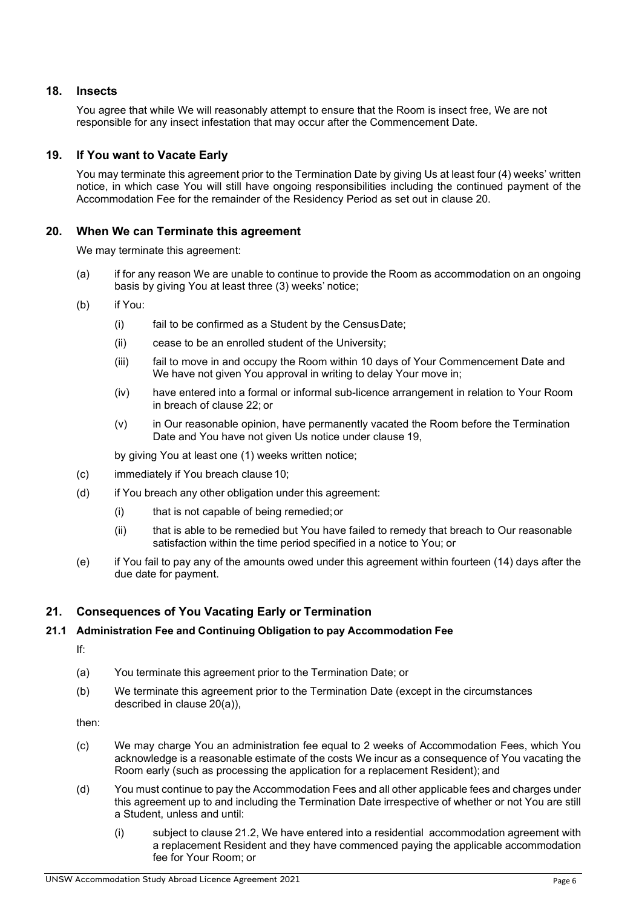## 18. Insects

You agree that while We will reasonably attempt to ensure that the Room is insect free, We are not responsible for any insect infestation that may occur after the Commencement Date.

## 19. If You want to Vacate Early

You may terminate this agreement prior to the Termination Date by giving Us at least four (4) weeks' written notice, in which case You will still have ongoing responsibilities including the continued payment of the Accommodation Fee for the remainder of the Residency Period as set out in clause 20.

## 20. When We can Terminate this agreement

We may terminate this agreement:

(a) if for any reason We are unable to continue to provide the Room as accommodation on an ongoing basis by giving You at least three (3) weeks' notice;

(b) if You:

(i) fail to be confirmed as a Student by the Census Date;

(ii) cease to be an enrolled student of the University;

(iii) fail to move in and occupy the Room within 10 days of Your Commencement Date and We have not given You approval in writing to delay Your move in;

(iv) have entered into a formal or informal sub-licence arrangement in relation to Your Room in breach of clause 22; or

(v) in Our reasonable opinion, have permanently vacated the Room before the Termination Date and You have not given Us notice under clause 19,

by giving You at least one (1) weeks written notice;

(c) immediately if You breach clause 10;

(d) if You breach any other obligation under this agreement:

(i) that is not capable of being remedied; or

(ii) that is able to be remedied but You have failed to remedy that breach to Our reasonable satisfaction within the time period specified in a notice to You; or

(e) if You fail to pay any of the amounts owed under this agreement within fourteen (14) days after the due date for payment.

## 21. Consequences of You Vacating Early or Termination

### 21.1 Administration Fee and Continuing Obligation to pay Accommodation Fee

If:

(a) You terminate this agreement prior to the Termination Date; or

(b) We terminate this agreement prior to the Termination Date (except in the circumstances described in clause 20(a)),

then:

(c) We may charge You an administration fee equal to 2 weeks of Accommodation Fees, which You acknowledge is a reasonable estimate of the costs We incur as a consequence of You vacating the Room early (such as processing the application for a replacement Resident); and

(d) You must continue to pay the Accommodation Fees and all other applicable fees and charges under this agreement up to and including the Termination Date irrespective of whether or not You are still a Student, unless and until:

(i) subject to clause 21.2, We have entered into a residential accommodation agreement with a replacement Resident and they have commenced paying the applicable accommodation fee for Your Room; or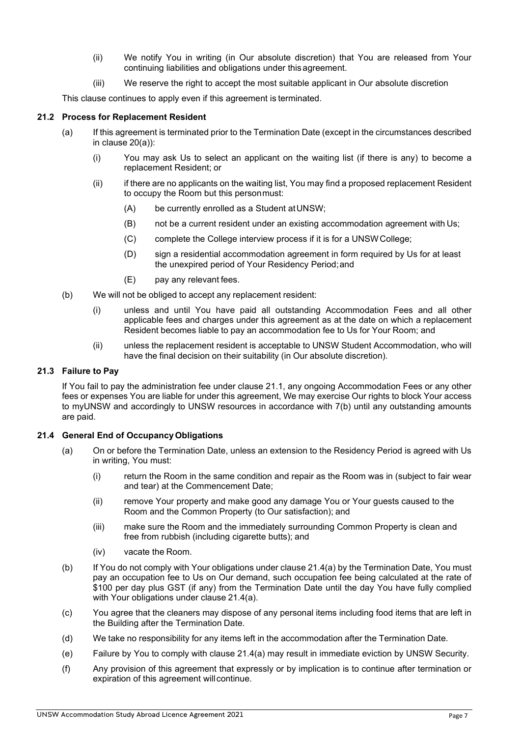(ii) We notify You in writing (in Our absolute discretion) that You are released from Your continuing liabilities and obligations under this agreement.

(iii) We reserve the right to accept the most suitable applicant in Our absolute discretion

This clause continues to apply even if this agreement is terminated.

### 21.2 Process for Replacement Resident

(a) If this agreement is terminated prior to the Termination Date (except in the circumstances described in clause 20(a)):

(i) You may ask Us to select an applicant on the waiting list (if there is any) to become a replacement Resident; or

(ii) if there are no applicants on the waiting list, You may find a proposed replacement Resident to occupy the Room but this person must:

(A) be currently enrolled as a Student at UNSW;

(B) not be a current resident under an existing accommodation agreement with Us;

(C) complete the College interview process if it is for a UNSW College;

(D) sign a residential accommodation agreement in form required by Us for at least the unexpired period of Your Residency Period; and

(E) pay any relevant fees.

(b) We will not be obliged to accept any replacement resident:

(i) unless and until You have paid all outstanding Accommodation Fees and all other applicable fees and charges under this agreement as at the date on which a replacement Resident becomes liable to pay an accommodation fee to Us for Your Room; and

(ii) unless the replacement resident is acceptable to UNSW Student Accommodation, who will have the final decision on their suitability (in Our absolute discretion).

### 21.3 Failure to Pay

If You fail to pay the administration fee under clause 21.1, any ongoing Accommodation Fees or any other fees or expenses You are liable for under this agreement, We may exercise Our rights to block Your access to myUNSW and accordingly to UNSW resources in accordance with 7(b) until any outstanding amounts are paid.

### 21.4 General End of Occupancy Obligations

(a) On or before the Termination Date, unless an extension to the Residency Period is agreed with Us in writing, You must:

(i) return the Room in the same condition and repair as the Room was in (subject to fair wear and tear) at the Commencement Date;

(ii) remove Your property and make good any damage You or Your guests caused to the Room and the Common Property (to Our satisfaction); and

(iii) make sure the Room and the immediately surrounding Common Property is clean and free from rubbish (including cigarette butts); and

(iv) vacate the Room.

(b) If You do not comply with Your obligations under clause 21.4(a) by the Termination Date, You must pay an occupation fee to Us on Our demand, such occupation fee being calculated at the rate of $100 per day plus GST (if any) from the Termination Date until the day You have fully complied with Your obligations under clause 21.4(a).

(c) You agree that the cleaners may dispose of any personal items including food items that are left in the Building after the Termination Date.

(d) We take no responsibility for any items left in the accommodation after the Termination Date.

(e) Failure by You to comply with clause 21.4(a) may result in immediate eviction by UNSW Security.

(f) Any provision of this agreement that expressly or by implication is to continue after termination or expiration of this agreement will continue.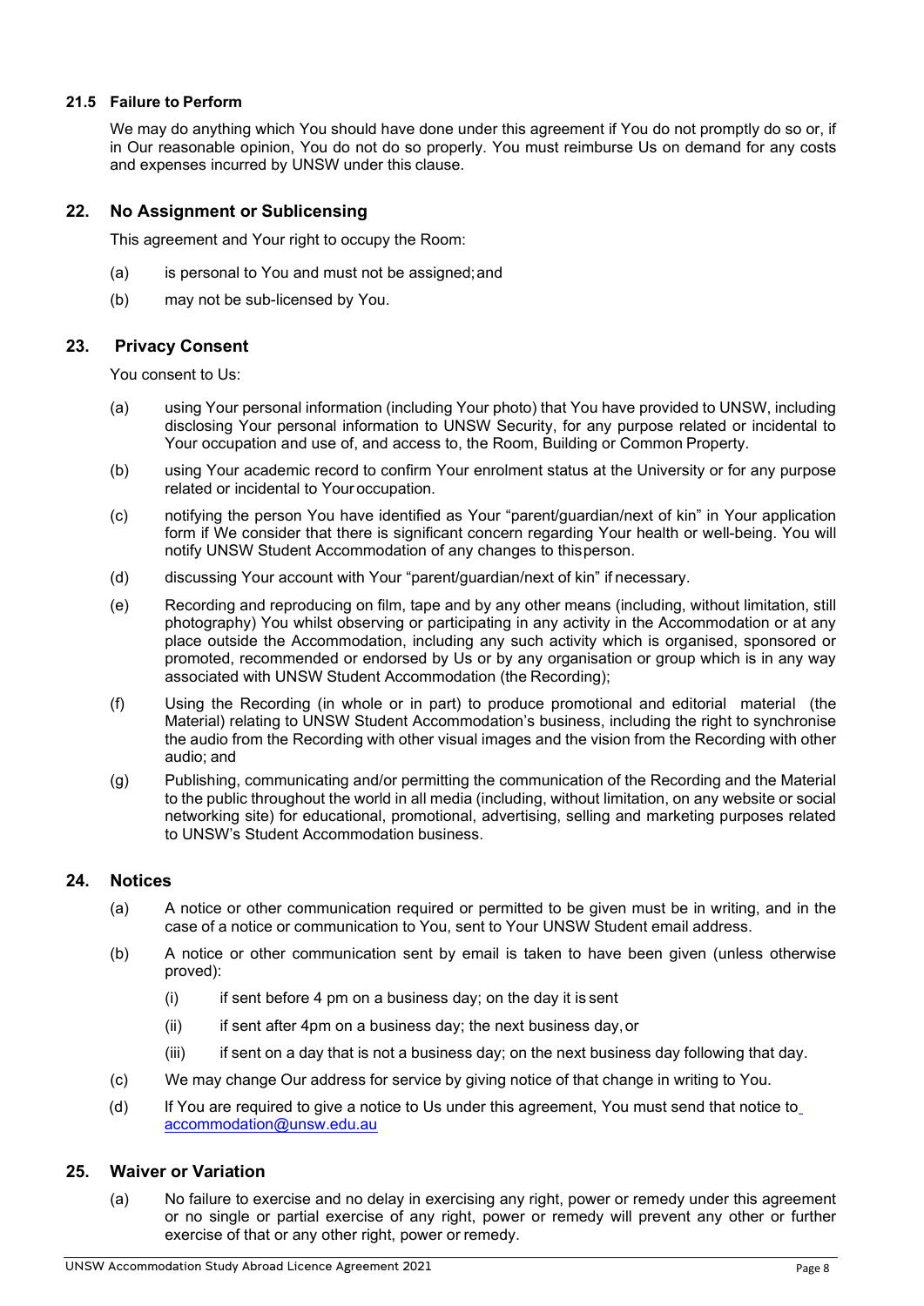### 21.5 Failure to Perform

We may do anything which You should have done under this agreement if You do not promptly do so or, if in Our reasonable opinion, You do not do so properly. You must reimburse Us on demand for any costs and expenses incurred by UNSW under this clause.

## 22. No Assignment or Sublicensing

This agreement and Your right to occupy the Room:

(a) is personal to You and must not be assigned; and

(b) may not be sub-licensed by You.

## 23. Privacy Consent

You consent to Us:

(a) using Your personal information (including Your photo) that You have provided to UNSW, including disclosing Your personal information to UNSW Security, for any purpose related or incidental to Your occupation and use of, and access to, the Room, Building or Common Property.

(b) using Your academic record to confirm Your enrolment status at the University or for any purpose related or incidental to Your occupation.

(c) notifying the person You have identified as Your "parent/guardian/next of kin" in Your application form if We consider that there is significant concern regarding Your health or well-being. You will notify UNSW Student Accommodation of any changes to this person.

(d) discussing Your account with Your "parent/guardian/next of kin" if necessary.

(e) Recording and reproducing on film, tape and by any other means (including, without limitation, still photography) You whilst observing or participating in any activity in the Accommodation or at any place outside the Accommodation, including any such activity which is organised, sponsored or promoted, recommended or endorsed by Us or by any organisation or group which is in any way associated with UNSW Student Accommodation (the Recording);

(f) Using the Recording (in whole or in part) to produce promotional and editorial material (the Material) relating to UNSW Student Accommodation's business, including the right to synchronise the audio from the Recording with other visual images and the vision from the Recording with other audio; and

(g) Publishing, communicating and/or permitting the communication of the Recording and the Material to the public throughout the world in all media (including, without limitation, on any website or social networking site) for educational, promotional, advertising, selling and marketing purposes related to UNSW's Student Accommodation business.

## 24. Notices

(a) A notice or other communication required or permitted to be given must be in writing, and in the case of a notice or communication to You, sent to Your UNSW Student email address.

(b) A notice or other communication sent by email is taken to have been given (unless otherwise proved):

   (i) if sent before 4 pm on a business day; on the day it is sent

   (ii) if sent after 4pm on a business day; the next business day, or

   (iii) if sent on a day that is not a business day; on the next business day following that day.

(c) We may change Our address for service by giving notice of that change in writing to You.

(d) If You are required to give a notice to Us under this agreement, You must send that notice to accommodation@unsw.edu.au

## 25. Waiver or Variation

(a) No failure to exercise and no delay in exercising any right, power or remedy under this agreement or no single or partial exercise of any right, power or remedy will prevent any other or further exercise of that or any other right, power or remedy.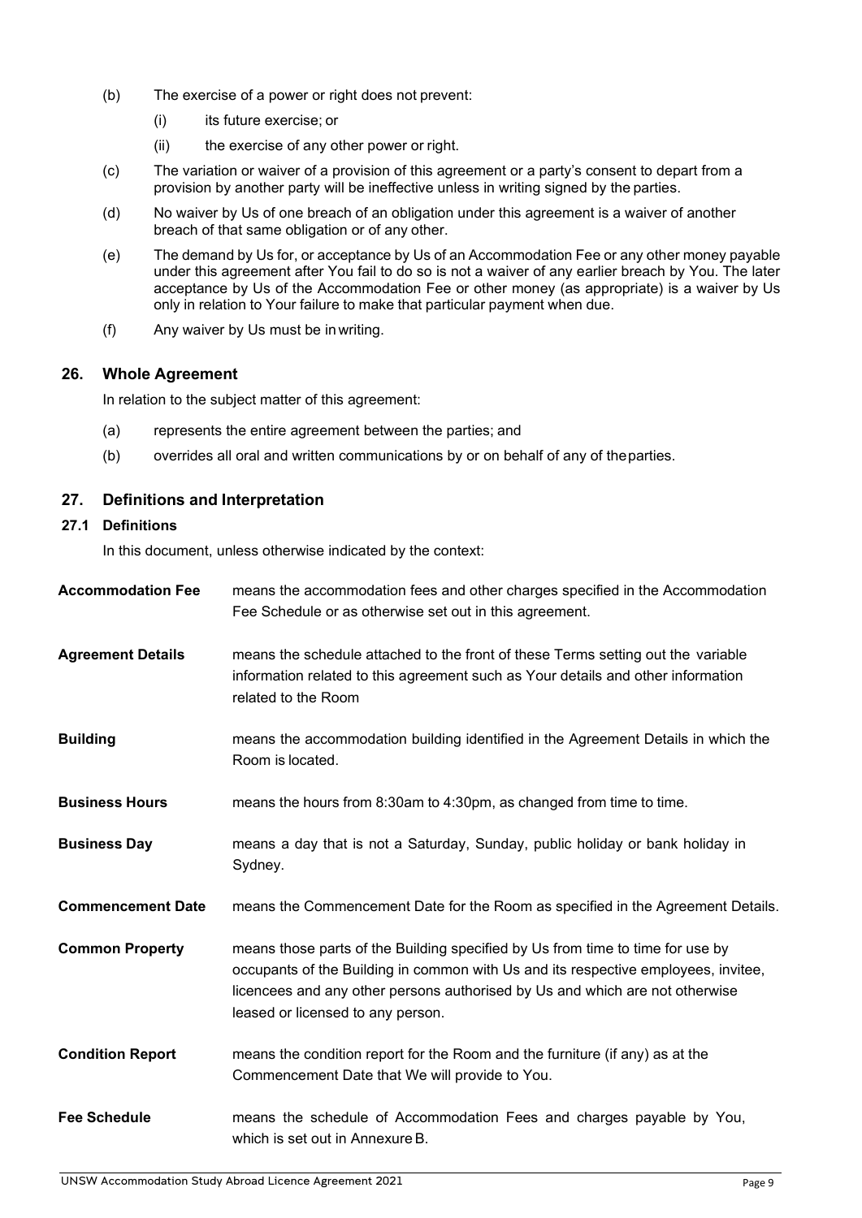(b) The exercise of a power or right does not prevent:

  (i) its future exercise; or

  (ii) the exercise of any other power or right.

(c) The variation or waiver of a provision of this agreement or a party's consent to depart from a provision by another party will be ineffective unless in writing signed by the parties.

(d) No waiver by Us of one breach of an obligation under this agreement is a waiver of another breach of that same obligation or of any other.

(e) The demand by Us for, or acceptance by Us of an Accommodation Fee or any other money payable under this agreement after You fail to do so is not a waiver of any earlier breach by You. The later acceptance by Us of the Accommodation Fee or other money (as appropriate) is a waiver by Us only in relation to Your failure to make that particular payment when due.

(f) Any waiver by Us must be in writing.

## 26. Whole Agreement

In relation to the subject matter of this agreement:

(a) represents the entire agreement between the parties; and

(b) overrides all oral and written communications by or on behalf of any of the parties.

## 27. Definitions and Interpretation

### 27.1 Definitions

In this document, unless otherwise indicated by the context:

| | |
|---|---|
| **Accommodation Fee** | means the accommodation fees and other charges specified in the Accommodation Fee Schedule or as otherwise set out in this agreement. |
| **Agreement Details** | means the schedule attached to the front of these Terms setting out the variable information related to this agreement such as Your details and other information related to the Room |
| **Building** | means the accommodation building identified in the Agreement Details in which the Room is located. |
| **Business Hours** | means the hours from 8:30am to 4:30pm, as changed from time to time. |
| **Business Day** | means a day that is not a Saturday, Sunday, public holiday or bank holiday in Sydney. |
| **Commencement Date** | means the Commencement Date for the Room as specified in the Agreement Details. |
| **Common Property** | means those parts of the Building specified by Us from time to time for use by occupants of the Building in common with Us and its respective employees, invitee, licencees and any other persons authorised by Us and which are not otherwise leased or licensed to any person. |
| **Condition Report** | means the condition report for the Room and the furniture (if any) as at the Commencement Date that We will provide to You. |
| **Fee Schedule** | means the schedule of Accommodation Fees and charges payable by You, which is set out in Annexure B. |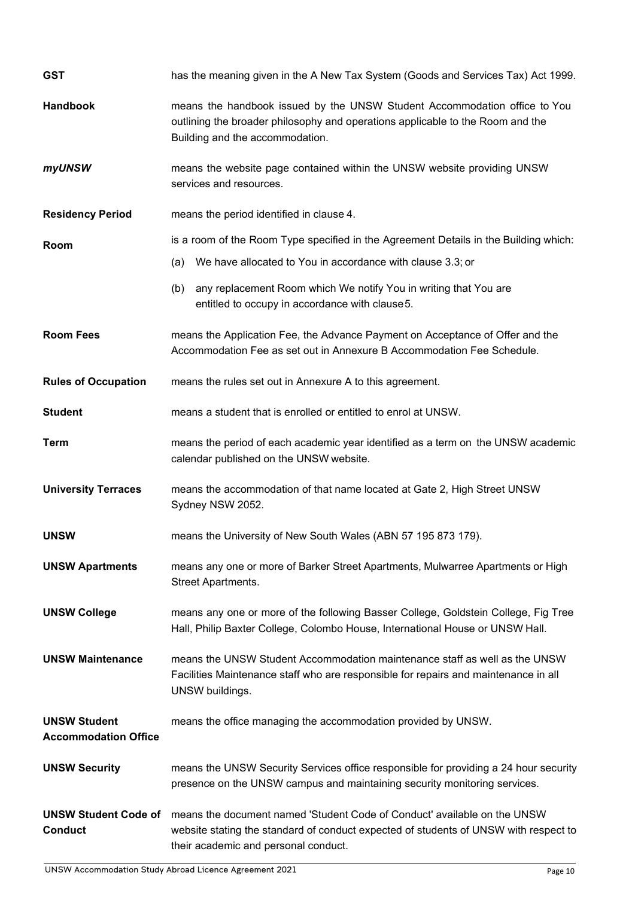| | |
|---|---|
| **GST** | has the meaning given in the A New Tax System (Goods and Services Tax) Act 1999. |
| **Handbook** | means the handbook issued by the UNSW Student Accommodation office to You outlining the broader philosophy and operations applicable to the Room and the Building and the accommodation. |
| ***myUNSW*** | means the website page contained within the UNSW website providing UNSW services and resources. |
| **Residency Period** | means the period identified in clause 4. |
| **Room** | is a room of the Room Type specified in the Agreement Details in the Building which: (a) We have allocated to You in accordance with clause 3.3; or (b) any replacement Room which We notify You in writing that You are entitled to occupy in accordance with clause 5. |
| **Room Fees** | means the Application Fee, the Advance Payment on Acceptance of Offer and the Accommodation Fee as set out in Annexure B Accommodation Fee Schedule. |
| **Rules of Occupation** | means the rules set out in Annexure A to this agreement. |
| **Student** | means a student that is enrolled or entitled to enrol at UNSW. |
| **Term** | means the period of each academic year identified as a term on the UNSW academic calendar published on the UNSW website. |
| **University Terraces** | means the accommodation of that name located at Gate 2, High Street UNSW Sydney NSW 2052. |
| **UNSW** | means the University of New South Wales (ABN 57 195 873 179). |
| **UNSW Apartments** | means any one or more of Barker Street Apartments, Mulwarree Apartments or High Street Apartments. |
| **UNSW College** | means any one or more of the following Basser College, Goldstein College, Fig Tree Hall, Philip Baxter College, Colombo House, International House or UNSW Hall. |
| **UNSW Maintenance** | means the UNSW Student Accommodation maintenance staff as well as the UNSW Facilities Maintenance staff who are responsible for repairs and maintenance in all UNSW buildings. |
| **UNSW Student Accommodation Office** | means the office managing the accommodation provided by UNSW. |
| **UNSW Security** | means the UNSW Security Services office responsible for providing a 24 hour security presence on the UNSW campus and maintaining security monitoring services. |
| **UNSW Student Code of Conduct** | means the document named 'Student Code of Conduct' available on the UNSW website stating the standard of conduct expected of students of UNSW with respect to their academic and personal conduct. |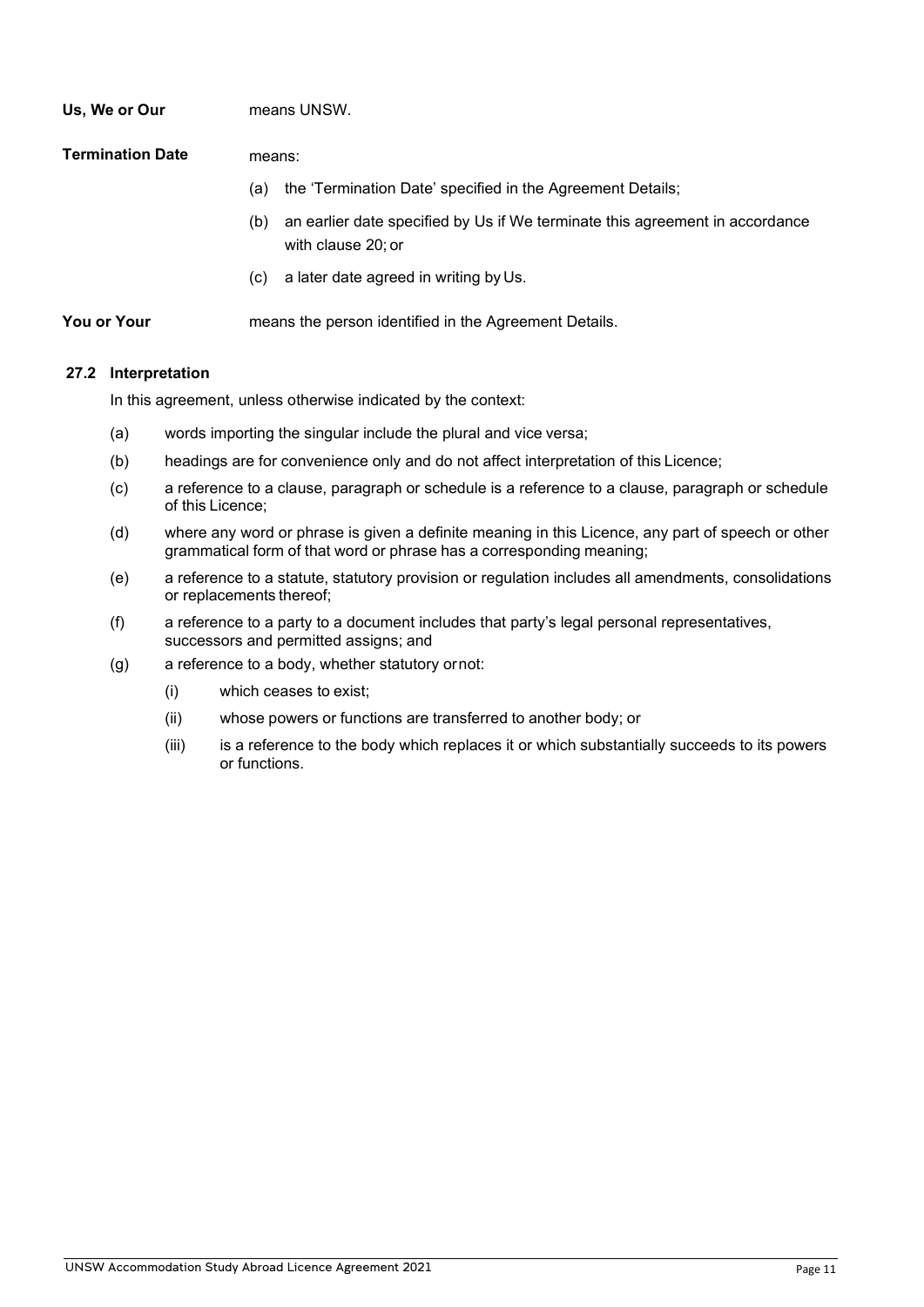**Us, We or Our** means UNSW.

**Termination Date** means:

(a) the 'Termination Date' specified in the Agreement Details;

(b) an earlier date specified by Us if We terminate this agreement in accordance with clause 20; or

(c) a later date agreed in writing by Us.

**You or Your** means the person identified in the Agreement Details.

### 27.2 Interpretation

In this agreement, unless otherwise indicated by the context:

(a) words importing the singular include the plural and vice versa;

(b) headings are for convenience only and do not affect interpretation of this Licence;

(c) a reference to a clause, paragraph or schedule is a reference to a clause, paragraph or schedule of this Licence;

(d) where any word or phrase is given a definite meaning in this Licence, any part of speech or other grammatical form of that word or phrase has a corresponding meaning;

(e) a reference to a statute, statutory provision or regulation includes all amendments, consolidations or replacements thereof;

(f) a reference to a party to a document includes that party's legal personal representatives, successors and permitted assigns; and

(g) a reference to a body, whether statutory ornot:

  (i) which ceases to exist;

  (ii) whose powers or functions are transferred to another body; or

  (iii) is a reference to the body which replaces it or which substantially succeeds to its powers or functions.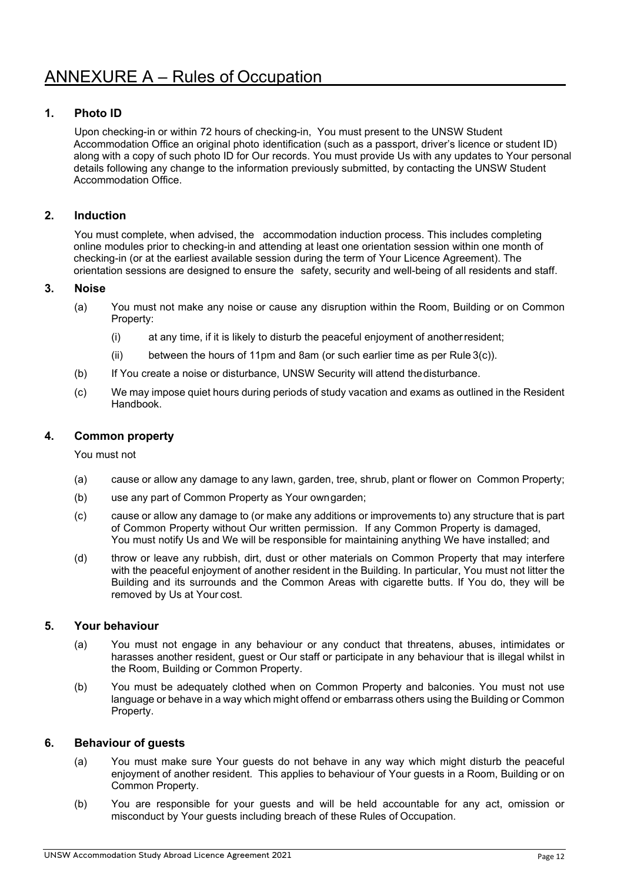# ANNEXURE A – Rules of Occupation

## 1. Photo ID

Upon checking-in or within 72 hours of checking-in, You must present to the UNSW Student Accommodation Office an original photo identification (such as a passport, driver's licence or student ID) along with a copy of such photo ID for Our records. You must provide Us with any updates to Your personal details following any change to the information previously submitted, by contacting the UNSW Student Accommodation Office.

## 2. Induction

You must complete, when advised, the accommodation induction process. This includes completing online modules prior to checking-in and attending at least one orientation session within one month of checking-in (or at the earliest available session during the term of Your Licence Agreement). The orientation sessions are designed to ensure the safety, security and well-being of all residents and staff.

## 3. Noise

(a) You must not make any noise or cause any disruption within the Room, Building or on Common Property:

 (i) at any time, if it is likely to disturb the peaceful enjoyment of another resident;

 (ii) between the hours of 11pm and 8am (or such earlier time as per Rule 3(c)).

(b) If You create a noise or disturbance, UNSW Security will attend the disturbance.

(c) We may impose quiet hours during periods of study vacation and exams as outlined in the Resident Handbook.

## 4. Common property

You must not

(a) cause or allow any damage to any lawn, garden, tree, shrub, plant or flower on Common Property;

(b) use any part of Common Property as Your own garden;

(c) cause or allow any damage to (or make any additions or improvements to) any structure that is part of Common Property without Our written permission. If any Common Property is damaged, You must notify Us and We will be responsible for maintaining anything We have installed; and

(d) throw or leave any rubbish, dirt, dust or other materials on Common Property that may interfere with the peaceful enjoyment of another resident in the Building. In particular, You must not litter the Building and its surrounds and the Common Areas with cigarette butts. If You do, they will be removed by Us at Your cost.

## 5. Your behaviour

(a) You must not engage in any behaviour or any conduct that threatens, abuses, intimidates or harasses another resident, guest or Our staff or participate in any behaviour that is illegal whilst in the Room, Building or Common Property.

(b) You must be adequately clothed when on Common Property and balconies. You must not use language or behave in a way which might offend or embarrass others using the Building or Common Property.

## 6. Behaviour of guests

(a) You must make sure Your guests do not behave in any way which might disturb the peaceful enjoyment of another resident. This applies to behaviour of Your guests in a Room, Building or on Common Property.

(b) You are responsible for your guests and will be held accountable for any act, omission or misconduct by Your guests including breach of these Rules of Occupation.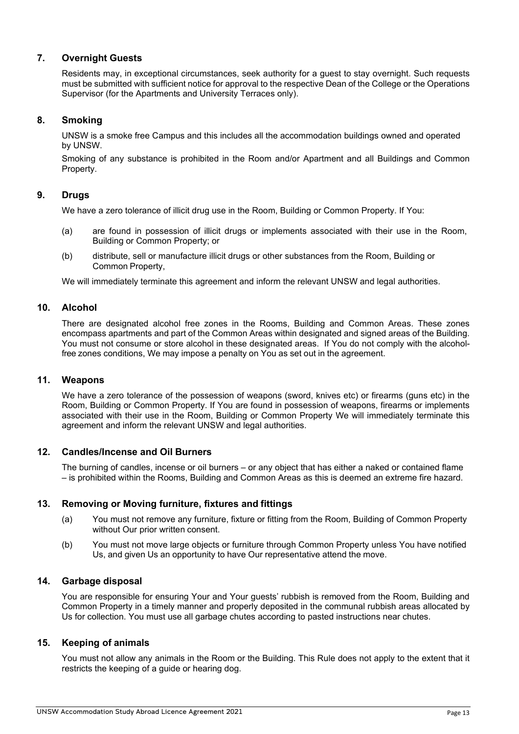## 7. Overnight Guests

Residents may, in exceptional circumstances, seek authority for a guest to stay overnight. Such requests must be submitted with sufficient notice for approval to the respective Dean of the College or the Operations Supervisor (for the Apartments and University Terraces only).

## 8. Smoking

UNSW is a smoke free Campus and this includes all the accommodation buildings owned and operated by UNSW.

Smoking of any substance is prohibited in the Room and/or Apartment and all Buildings and Common Property.

## 9. Drugs

We have a zero tolerance of illicit drug use in the Room, Building or Common Property. If You:

(a) are found in possession of illicit drugs or implements associated with their use in the Room, Building or Common Property; or

(b) distribute, sell or manufacture illicit drugs or other substances from the Room, Building or Common Property,

We will immediately terminate this agreement and inform the relevant UNSW and legal authorities.

## 10. Alcohol

There are designated alcohol free zones in the Rooms, Building and Common Areas. These zones encompass apartments and part of the Common Areas within designated and signed areas of the Building. You must not consume or store alcohol in these designated areas. If You do not comply with the alcohol-free zones conditions, We may impose a penalty on You as set out in the agreement.

## 11. Weapons

We have a zero tolerance of the possession of weapons (sword, knives etc) or firearms (guns etc) in the Room, Building or Common Property. If You are found in possession of weapons, firearms or implements associated with their use in the Room, Building or Common Property We will immediately terminate this agreement and inform the relevant UNSW and legal authorities.

## 12. Candles/Incense and Oil Burners

The burning of candles, incense or oil burners – or any object that has either a naked or contained flame – is prohibited within the Rooms, Building and Common Areas as this is deemed an extreme fire hazard.

## 13. Removing or Moving furniture, fixtures and fittings

(a) You must not remove any furniture, fixture or fitting from the Room, Building of Common Property without Our prior written consent.

(b) You must not move large objects or furniture through Common Property unless You have notified Us, and given Us an opportunity to have Our representative attend the move.

## 14. Garbage disposal

You are responsible for ensuring Your and Your guests' rubbish is removed from the Room, Building and Common Property in a timely manner and properly deposited in the communal rubbish areas allocated by Us for collection. You must use all garbage chutes according to pasted instructions near chutes.

## 15. Keeping of animals

You must not allow any animals in the Room or the Building. This Rule does not apply to the extent that it restricts the keeping of a guide or hearing dog.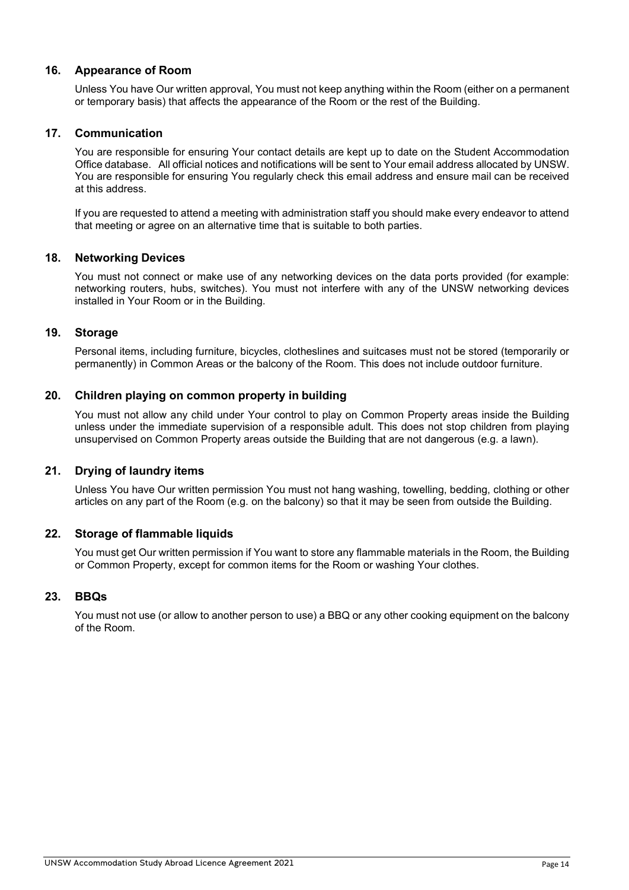## 16. Appearance of Room

Unless You have Our written approval, You must not keep anything within the Room (either on a permanent or temporary basis) that affects the appearance of the Room or the rest of the Building.

## 17. Communication

You are responsible for ensuring Your contact details are kept up to date on the Student Accommodation Office database. All official notices and notifications will be sent to Your email address allocated by UNSW. You are responsible for ensuring You regularly check this email address and ensure mail can be received at this address.

If you are requested to attend a meeting with administration staff you should make every endeavor to attend that meeting or agree on an alternative time that is suitable to both parties.

## 18. Networking Devices

You must not connect or make use of any networking devices on the data ports provided (for example: networking routers, hubs, switches). You must not interfere with any of the UNSW networking devices installed in Your Room or in the Building.

## 19. Storage

Personal items, including furniture, bicycles, clotheslines and suitcases must not be stored (temporarily or permanently) in Common Areas or the balcony of the Room. This does not include outdoor furniture.

## 20. Children playing on common property in building

You must not allow any child under Your control to play on Common Property areas inside the Building unless under the immediate supervision of a responsible adult. This does not stop children from playing unsupervised on Common Property areas outside the Building that are not dangerous (e.g. a lawn).

## 21. Drying of laundry items

Unless You have Our written permission You must not hang washing, towelling, bedding, clothing or other articles on any part of the Room (e.g. on the balcony) so that it may be seen from outside the Building.

## 22. Storage of flammable liquids

You must get Our written permission if You want to store any flammable materials in the Room, the Building or Common Property, except for common items for the Room or washing Your clothes.

## 23. BBQs

You must not use (or allow to another person to use) a BBQ or any other cooking equipment on the balcony of the Room.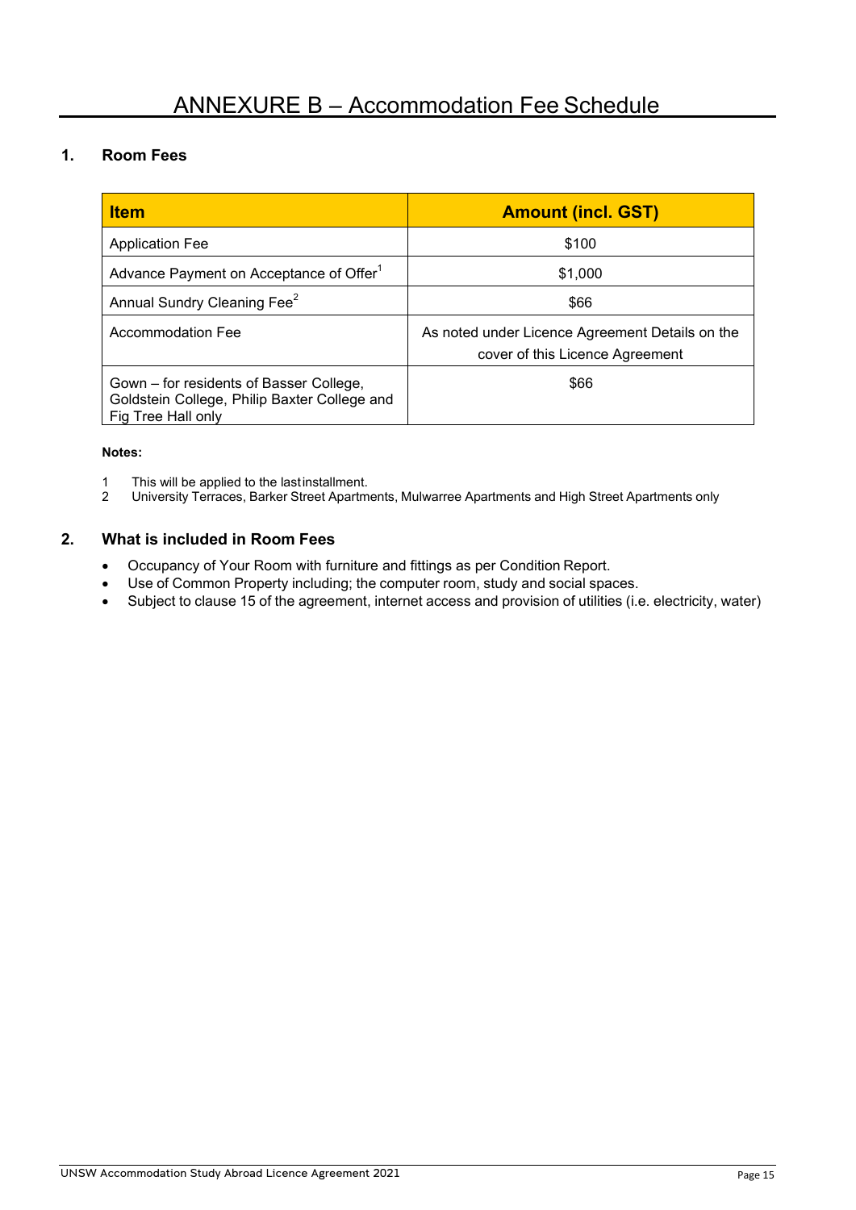# ANNEXURE B – Accommodation Fee Schedule

## 1. Room Fees

| Item | Amount (incl. GST) |
| --- | --- |
| Application Fee | $100 |
| Advance Payment on Acceptance of Offer[1] | $1,000 |
| Annual Sundry Cleaning Fee[2] | $66 |
| Accommodation Fee | As noted under Licence Agreement Details on the cover of this Licence Agreement |
| Gown – for residents of Basser College, Goldstein College, Philip Baxter College and Fig Tree Hall only | $66 |

**Notes:**

1 This will be applied to the last installment.
2 University Terraces, Barker Street Apartments, Mulwarree Apartments and High Street Apartments only

## 2. What is included in Room Fees

- Occupancy of Your Room with furniture and fittings as per Condition Report.
- Use of Common Property including; the computer room, study and social spaces.
- Subject to clause 15 of the agreement, internet access and provision of utilities (i.e. electricity, water)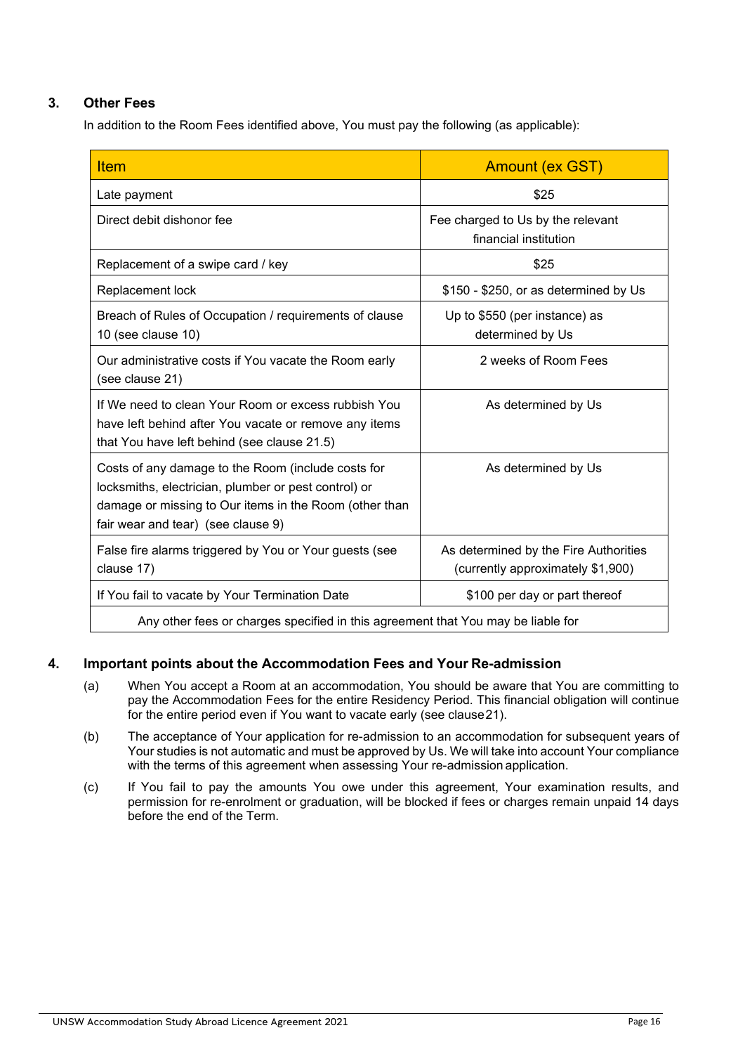## 3. Other Fees

In addition to the Room Fees identified above, You must pay the following (as applicable):

| Item | Amount (ex GST) |
|---|---|
| Late payment | $25 |
| Direct debit dishonor fee | Fee charged to Us by the relevant financial institution |
| Replacement of a swipe card / key | $25 |
| Replacement lock | $150 - $250, or as determined by Us |
| Breach of Rules of Occupation / requirements of clause 10 (see clause 10) | Up to $550 (per instance) as determined by Us |
| Our administrative costs if You vacate the Room early (see clause 21) | 2 weeks of Room Fees |
| If We need to clean Your Room or excess rubbish You have left behind after You vacate or remove any items that You have left behind (see clause 21.5) | As determined by Us |
| Costs of any damage to the Room (include costs for locksmiths, electrician, plumber or pest control) or damage or missing to Our items in the Room (other than fair wear and tear) (see clause 9) | As determined by Us |
| False fire alarms triggered by You or Your guests (see clause 17) | As determined by the Fire Authorities (currently approximately $1,900) |
| If You fail to vacate by Your Termination Date | $100 per day or part thereof |
| Any other fees or charges specified in this agreement that You may be liable for | |

## 4. Important points about the Accommodation Fees and Your Re-admission

(a) When You accept a Room at an accommodation, You should be aware that You are committing to pay the Accommodation Fees for the entire Residency Period. This financial obligation will continue for the entire period even if You want to vacate early (see clause 21).

(b) The acceptance of Your application for re-admission to an accommodation for subsequent years of Your studies is not automatic and must be approved by Us. We will take into account Your compliance with the terms of this agreement when assessing Your re-admission application.

(c) If You fail to pay the amounts You owe under this agreement, Your examination results, and permission for re-enrolment or graduation, will be blocked if fees or charges remain unpaid 14 days before the end of the Term.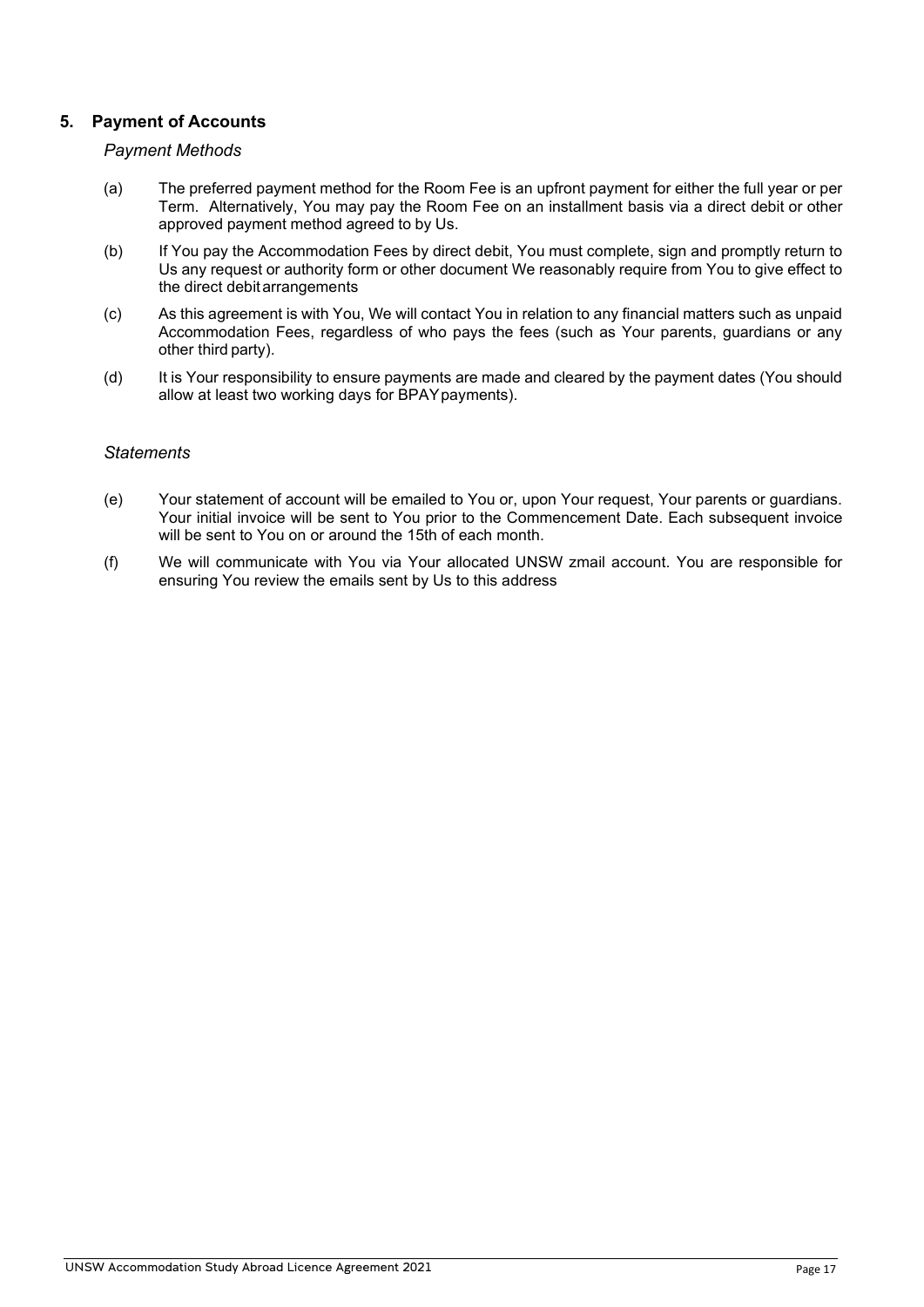## 5. Payment of Accounts

*Payment Methods*

(a) The preferred payment method for the Room Fee is an upfront payment for either the full year or per Term. Alternatively, You may pay the Room Fee on an installment basis via a direct debit or other approved payment method agreed to by Us.

(b) If You pay the Accommodation Fees by direct debit, You must complete, sign and promptly return to Us any request or authority form or other document We reasonably require from You to give effect to the direct debit arrangements

(c) As this agreement is with You, We will contact You in relation to any financial matters such as unpaid Accommodation Fees, regardless of who pays the fees (such as Your parents, guardians or any other third party).

(d) It is Your responsibility to ensure payments are made and cleared by the payment dates (You should allow at least two working days for BPAY payments).

*Statements*

(e) Your statement of account will be emailed to You or, upon Your request, Your parents or guardians. Your initial invoice will be sent to You prior to the Commencement Date. Each subsequent invoice will be sent to You on or around the 15th of each month.

(f) We will communicate with You via Your allocated UNSW zmail account. You are responsible for ensuring You review the emails sent by Us to this address